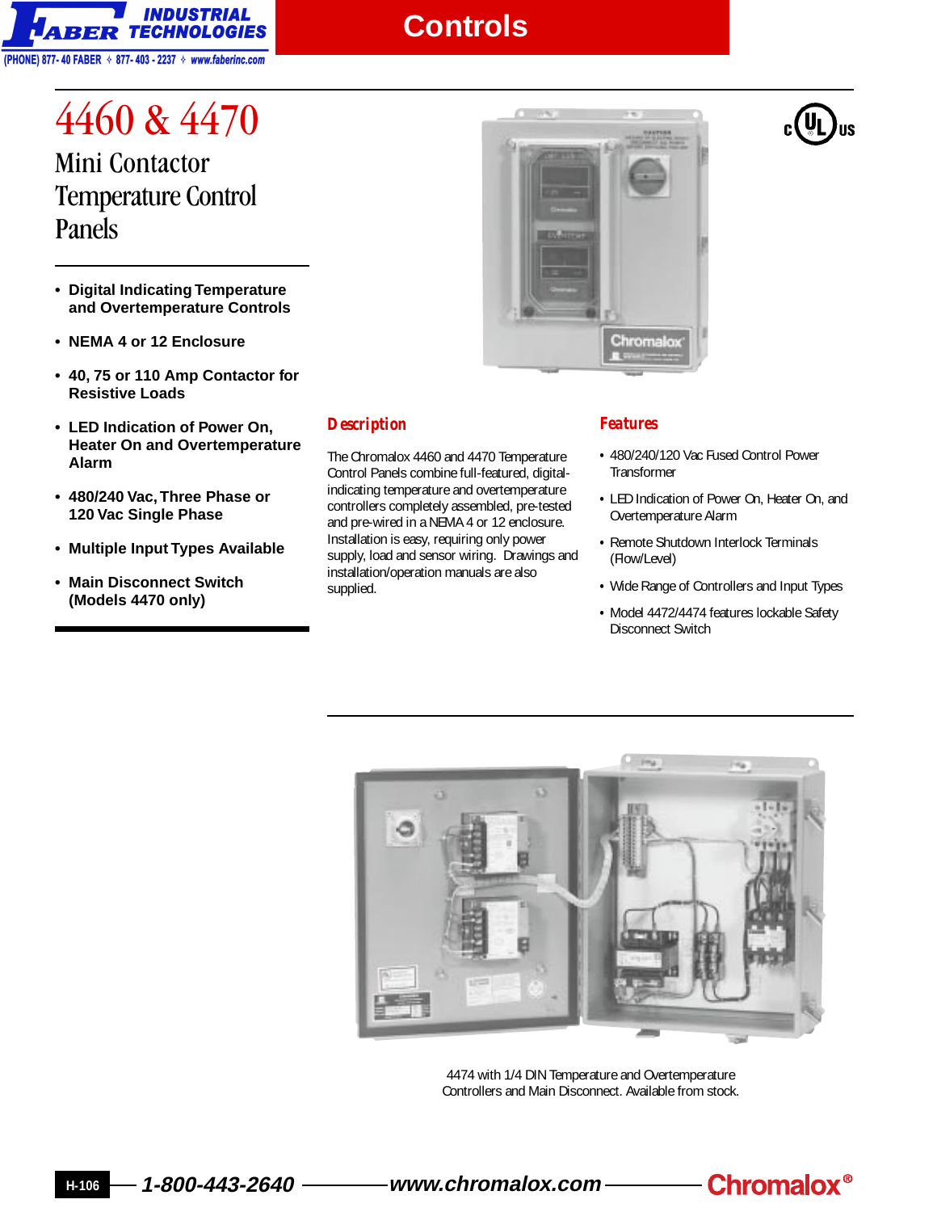# 4460 & 4470

## Mini Contactor Temperature Control Panels

- **Digital Indicating Temperature and Overtemperature Controls**
- **NEMA 4 or 12 Enclosure**
- **40, 75 or 110 Amp Contactor for Resistive Loads**
- **LED Indication of Power On, Heater On and Overtemperature Alarm**
- **480/240 Vac, Three Phase or 120 Vac Single Phase**
- **Multiple Input Types Available**
- **Main Disconnect Switch (Models 4470 only)**

### Description

The Chromalox 4460 and 4470 Temperature Control Panels combine full-featured, digital-indicating temperature and overtemperature controllers completely assembled, pre-tested and pre-wired in a NEMA 4 or 12 enclosure. Installation is easy, requiring only power supply, load and sensor wiring. Drawings and installation/operation manuals are also supplied.

### Features

- 480/240/120 Vac Fused Control Power Transformer
- LED Indication of Power On, Heater On, and Overtemperature Alarm
- Remote Shutdown Interlock Terminals (Flow/Level)
- Wide Range of Controllers and Input Types
- Model 4472/4474 features lockable Safety Disconnect Switch

4474 with 1/4 DIN Temperature and Overtemperature Controllers and Main Disconnect. Available from stock.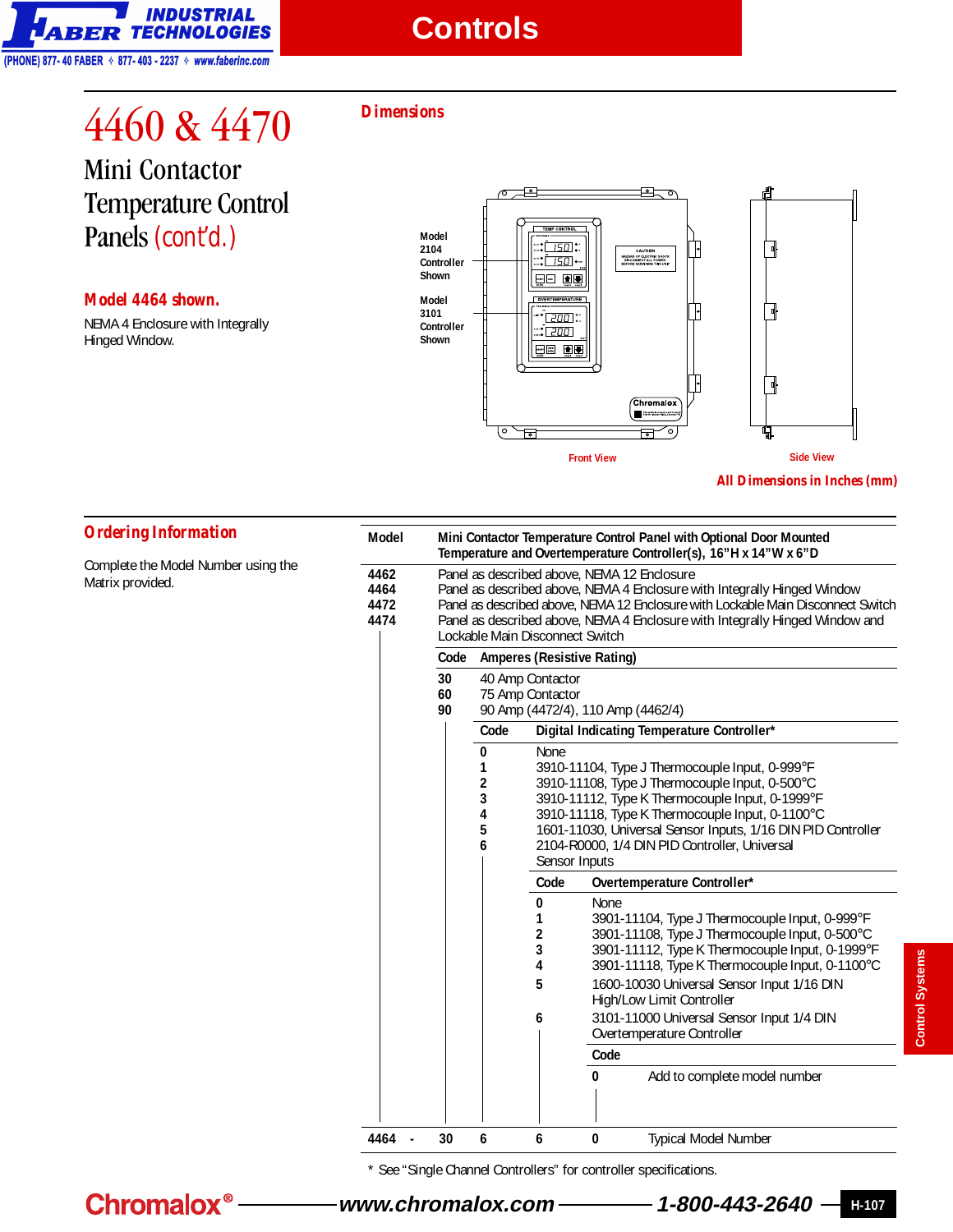# 4460 & 4470

## Mini Contactor Temperature Control Panels (cont'd.)

### Model 4464 shown.

NEMA 4 Enclosure with Integrally Hinged Window.

## Dimensions

Model 2104 Controller Shown

Model 3101 Controller Shown

TEMP CONTROL

OVERTEMPERATURE

CAUTION

Chromalox

Front View

Side View

All Dimensions in Inches (mm)

## Ordering Information

Complete the Model Number using the Matrix provided.

**Model** — **Mini Contactor Temperature Control Panel with Optional Door Mounted Temperature and Overtemperature Controller(s), 16" H x 14" W x 6" D**

| Model | Description |
|---|---|
| 4462 | Panel as described above, NEMA 12 Enclosure |
| 4464 | Panel as described above, NEMA 4 Enclosure with Integrally Hinged Window |
| 4472 | Panel as described above, NEMA 12 Enclosure with Lockable Main Disconnect Switch |
| 4474 | Panel as described above, NEMA 4 Enclosure with Integrally Hinged Window and Lockable Main Disconnect Switch |

| Code | Amperes (Resistive Rating) |
|---|---|
| 30 | 40 Amp Contactor |
| 60 | 75 Amp Contactor |
| 90 | 90 Amp (4472/4), 110 Amp (4462/4) |

| Code | Digital Indicating Temperature Controller* |
|---|---|
| 0 | None |
| 1 | 3910-11104, Type J Thermocouple Input, 0-999°F |
| 2 | 3910-11108, Type J Thermocouple Input, 0-500°C |
| 3 | 3910-11112, Type K Thermocouple Input, 0-1999°F |
| 4 | 3910-11118, Type K Thermocouple Input, 0-1100°C |
| 5 | 1601-11030, Universal Sensor Inputs, 1/16 DIN PID Controller |
| 6 | 2104-R0000, 1/4 DIN PID Controller, Universal Sensor Inputs |

| Code | Overtemperature Controller* |
|---|---|
| 0 | None |
| 1 | 3901-11104, Type J Thermocouple Input, 0-999°F |
| 2 | 3901-11108, Type J Thermocouple Input, 0-500°C |
| 3 | 3901-11112, Type K Thermocouple Input, 0-1999°F |
| 4 | 3901-11118, Type K Thermocouple Input, 0-1100°C |
| 5 | 1600-10030 Universal Sensor Input 1/16 DIN High/Low Limit Controller |
| 6 | 3101-11000 Universal Sensor Input 1/4 DIN Overtemperature Controller |

| Code | |
|---|---|
| 0 | Add to complete model number |

4464 - 30 6 6 0 Typical Model Number

\* See "Single Channel Controllers" for controller specifications.